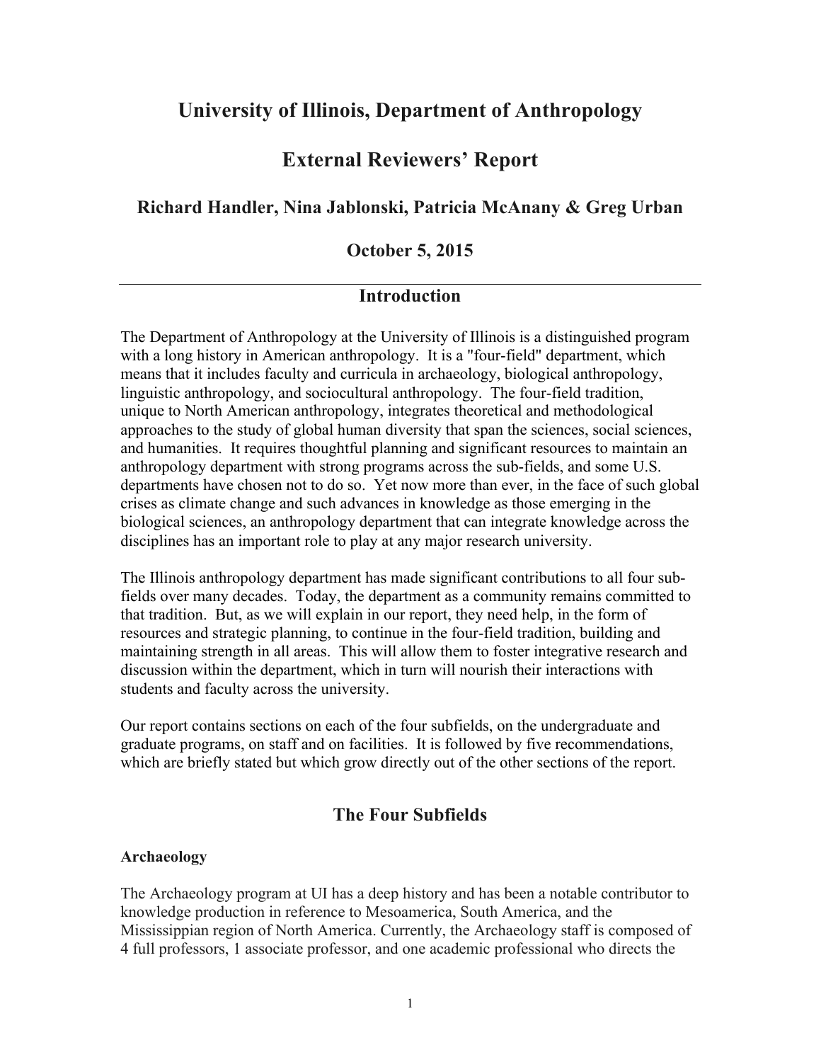# University of Illinois, Department of Anthropology

# External Reviewers' Report

### Richard Handler, Nina Jablonski, Patricia McAnany & Greg Urban

### October 5, 2015

---

## Introduction

The Department of Anthropology at the University of Illinois is a distinguished program with a long history in American anthropology. It is a "four-field" department, which means that it includes faculty and curricula in archaeology, biological anthropology, linguistic anthropology, and sociocultural anthropology. The four-field tradition, unique to North American anthropology, integrates theoretical and methodological approaches to the study of global human diversity that span the sciences, social sciences, and humanities. It requires thoughtful planning and significant resources to maintain an anthropology department with strong programs across the sub-fields, and some U.S. departments have chosen not to do so. Yet now more than ever, in the face of such global crises as climate change and such advances in knowledge as those emerging in the biological sciences, an anthropology department that can integrate knowledge across the disciplines has an important role to play at any major research university.

The Illinois anthropology department has made significant contributions to all four sub-fields over many decades. Today, the department as a community remains committed to that tradition. But, as we will explain in our report, they need help, in the form of resources and strategic planning, to continue in the four-field tradition, building and maintaining strength in all areas. This will allow them to foster integrative research and discussion within the department, which in turn will nourish their interactions with students and faculty across the university.

Our report contains sections on each of the four subfields, on the undergraduate and graduate programs, on staff and on facilities. It is followed by five recommendations, which are briefly stated but which grow directly out of the other sections of the report.

## The Four Subfields

**Archaeology**

The Archaeology program at UI has a deep history and has been a notable contributor to knowledge production in reference to Mesoamerica, South America, and the Mississippian region of North America. Currently, the Archaeology staff is composed of 4 full professors, 1 associate professor, and one academic professional who directs the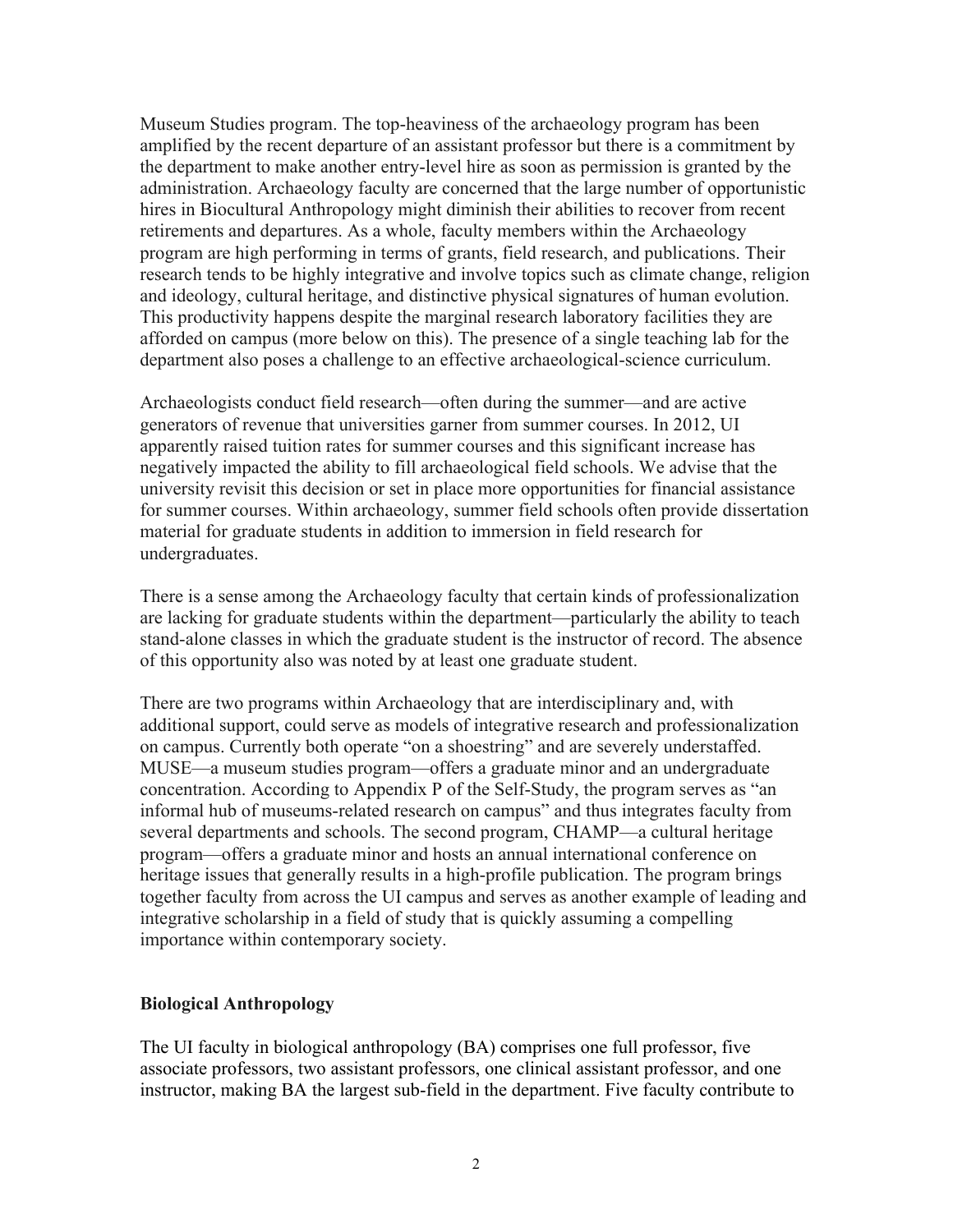Museum Studies program. The top-heaviness of the archaeology program has been amplified by the recent departure of an assistant professor but there is a commitment by the department to make another entry-level hire as soon as permission is granted by the administration. Archaeology faculty are concerned that the large number of opportunistic hires in Biocultural Anthropology might diminish their abilities to recover from recent retirements and departures. As a whole, faculty members within the Archaeology program are high performing in terms of grants, field research, and publications. Their research tends to be highly integrative and involve topics such as climate change, religion and ideology, cultural heritage, and distinctive physical signatures of human evolution. This productivity happens despite the marginal research laboratory facilities they are afforded on campus (more below on this). The presence of a single teaching lab for the department also poses a challenge to an effective archaeological-science curriculum.

Archaeologists conduct field research—often during the summer—and are active generators of revenue that universities garner from summer courses. In 2012, UI apparently raised tuition rates for summer courses and this significant increase has negatively impacted the ability to fill archaeological field schools. We advise that the university revisit this decision or set in place more opportunities for financial assistance for summer courses. Within archaeology, summer field schools often provide dissertation material for graduate students in addition to immersion in field research for undergraduates.

There is a sense among the Archaeology faculty that certain kinds of professionalization are lacking for graduate students within the department—particularly the ability to teach stand-alone classes in which the graduate student is the instructor of record. The absence of this opportunity also was noted by at least one graduate student.

There are two programs within Archaeology that are interdisciplinary and, with additional support, could serve as models of integrative research and professionalization on campus. Currently both operate "on a shoestring" and are severely understaffed. MUSE—a museum studies program—offers a graduate minor and an undergraduate concentration. According to Appendix P of the Self-Study, the program serves as "an informal hub of museums-related research on campus" and thus integrates faculty from several departments and schools. The second program, CHAMP—a cultural heritage program—offers a graduate minor and hosts an annual international conference on heritage issues that generally results in a high-profile publication. The program brings together faculty from across the UI campus and serves as another example of leading and integrative scholarship in a field of study that is quickly assuming a compelling importance within contemporary society.

## Biological Anthropology

The UI faculty in biological anthropology (BA) comprises one full professor, five associate professors, two assistant professors, one clinical assistant professor, and one instructor, making BA the largest sub-field in the department. Five faculty contribute to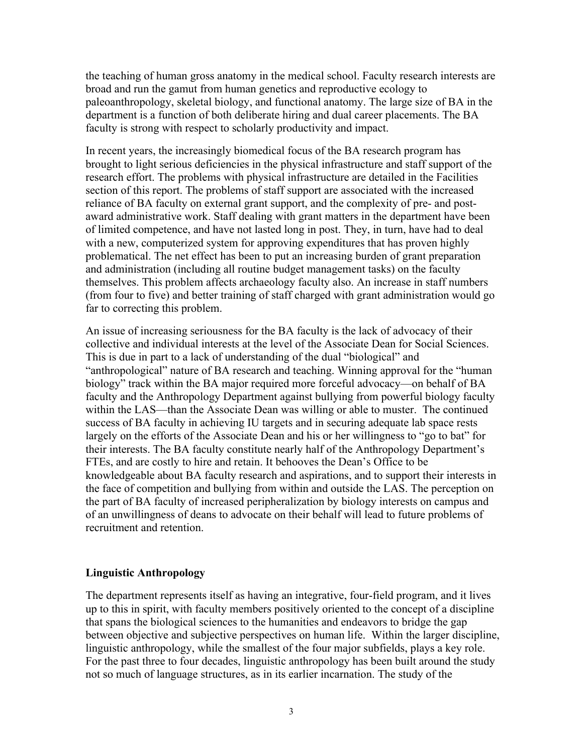the teaching of human gross anatomy in the medical school. Faculty research interests are broad and run the gamut from human genetics and reproductive ecology to paleoanthropology, skeletal biology, and functional anatomy. The large size of BA in the department is a function of both deliberate hiring and dual career placements. The BA faculty is strong with respect to scholarly productivity and impact.

In recent years, the increasingly biomedical focus of the BA research program has brought to light serious deficiencies in the physical infrastructure and staff support of the research effort. The problems with physical infrastructure are detailed in the Facilities section of this report. The problems of staff support are associated with the increased reliance of BA faculty on external grant support, and the complexity of pre- and post-award administrative work. Staff dealing with grant matters in the department have been of limited competence, and have not lasted long in post. They, in turn, have had to deal with a new, computerized system for approving expenditures that has proven highly problematical. The net effect has been to put an increasing burden of grant preparation and administration (including all routine budget management tasks) on the faculty themselves. This problem affects archaeology faculty also. An increase in staff numbers (from four to five) and better training of staff charged with grant administration would go far to correcting this problem.

An issue of increasing seriousness for the BA faculty is the lack of advocacy of their collective and individual interests at the level of the Associate Dean for Social Sciences. This is due in part to a lack of understanding of the dual "biological" and "anthropological" nature of BA research and teaching. Winning approval for the "human biology" track within the BA major required more forceful advocacy—on behalf of BA faculty and the Anthropology Department against bullying from powerful biology faculty within the LAS—than the Associate Dean was willing or able to muster. The continued success of BA faculty in achieving IU targets and in securing adequate lab space rests largely on the efforts of the Associate Dean and his or her willingness to "go to bat" for their interests. The BA faculty constitute nearly half of the Anthropology Department's FTEs, and are costly to hire and retain. It behooves the Dean's Office to be knowledgeable about BA faculty research and aspirations, and to support their interests in the face of competition and bullying from within and outside the LAS. The perception on the part of BA faculty of increased peripheralization by biology interests on campus and of an unwillingness of deans to advocate on their behalf will lead to future problems of recruitment and retention.

**Linguistic Anthropology**

The department represents itself as having an integrative, four-field program, and it lives up to this in spirit, with faculty members positively oriented to the concept of a discipline that spans the biological sciences to the humanities and endeavors to bridge the gap between objective and subjective perspectives on human life. Within the larger discipline, linguistic anthropology, while the smallest of the four major subfields, plays a key role. For the past three to four decades, linguistic anthropology has been built around the study not so much of language structures, as in its earlier incarnation. The study of the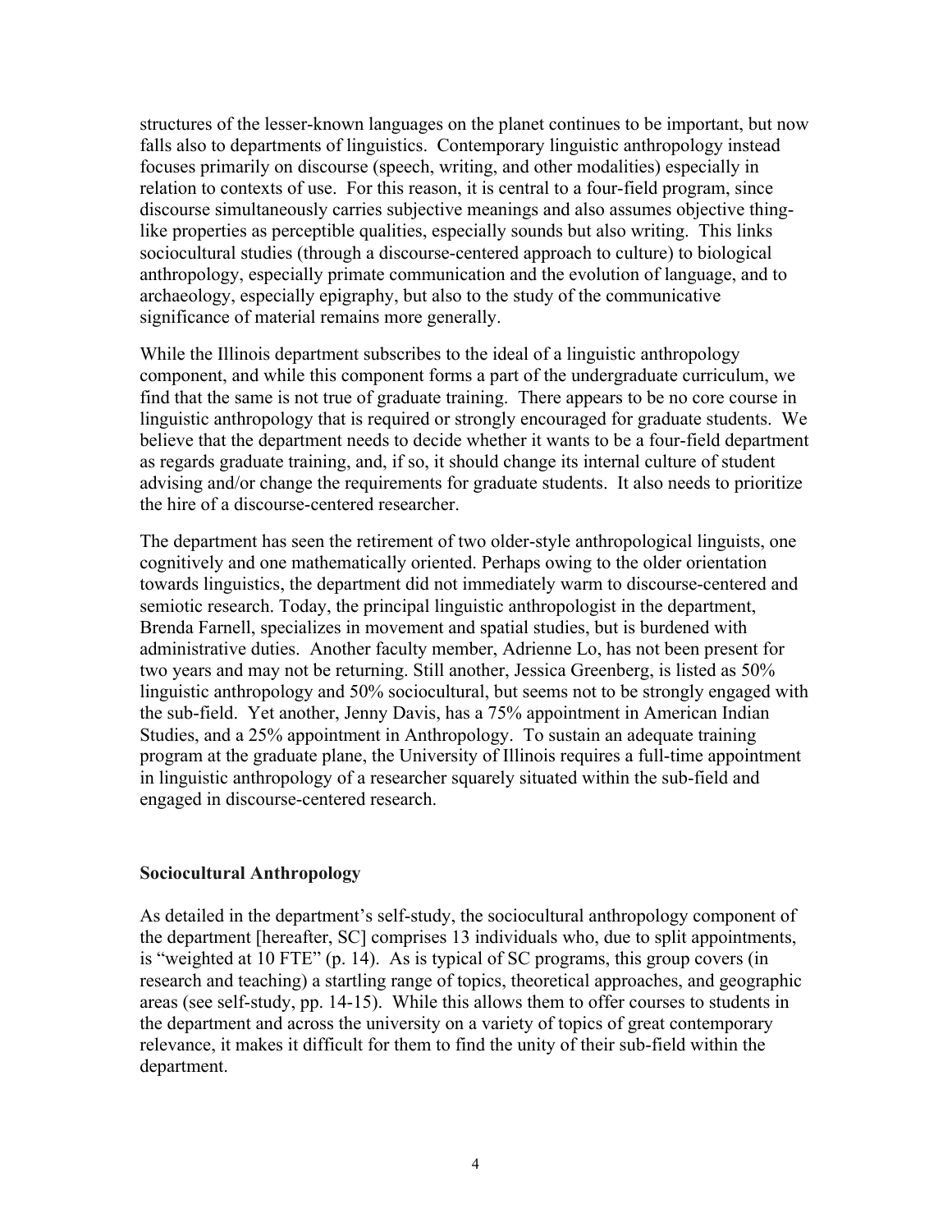structures of the lesser-known languages on the planet continues to be important, but now falls also to departments of linguistics. Contemporary linguistic anthropology instead focuses primarily on discourse (speech, writing, and other modalities) especially in relation to contexts of use. For this reason, it is central to a four-field program, since discourse simultaneously carries subjective meanings and also assumes objective thing-like properties as perceptible qualities, especially sounds but also writing. This links sociocultural studies (through a discourse-centered approach to culture) to biological anthropology, especially primate communication and the evolution of language, and to archaeology, especially epigraphy, but also to the study of the communicative significance of material remains more generally.

While the Illinois department subscribes to the ideal of a linguistic anthropology component, and while this component forms a part of the undergraduate curriculum, we find that the same is not true of graduate training. There appears to be no core course in linguistic anthropology that is required or strongly encouraged for graduate students. We believe that the department needs to decide whether it wants to be a four-field department as regards graduate training, and, if so, it should change its internal culture of student advising and/or change the requirements for graduate students. It also needs to prioritize the hire of a discourse-centered researcher.

The department has seen the retirement of two older-style anthropological linguists, one cognitively and one mathematically oriented. Perhaps owing to the older orientation towards linguistics, the department did not immediately warm to discourse-centered and semiotic research. Today, the principal linguistic anthropologist in the department, Brenda Farnell, specializes in movement and spatial studies, but is burdened with administrative duties. Another faculty member, Adrienne Lo, has not been present for two years and may not be returning. Still another, Jessica Greenberg, is listed as 50% linguistic anthropology and 50% sociocultural, but seems not to be strongly engaged with the sub-field. Yet another, Jenny Davis, has a 75% appointment in American Indian Studies, and a 25% appointment in Anthropology. To sustain an adequate training program at the graduate plane, the University of Illinois requires a full-time appointment in linguistic anthropology of a researcher squarely situated within the sub-field and engaged in discourse-centered research.

### Sociocultural Anthropology

As detailed in the department's self-study, the sociocultural anthropology component of the department [hereafter, SC] comprises 13 individuals who, due to split appointments, is "weighted at 10 FTE" (p. 14). As is typical of SC programs, this group covers (in research and teaching) a startling range of topics, theoretical approaches, and geographic areas (see self-study, pp. 14-15). While this allows them to offer courses to students in the department and across the university on a variety of topics of great contemporary relevance, it makes it difficult for them to find the unity of their sub-field within the department.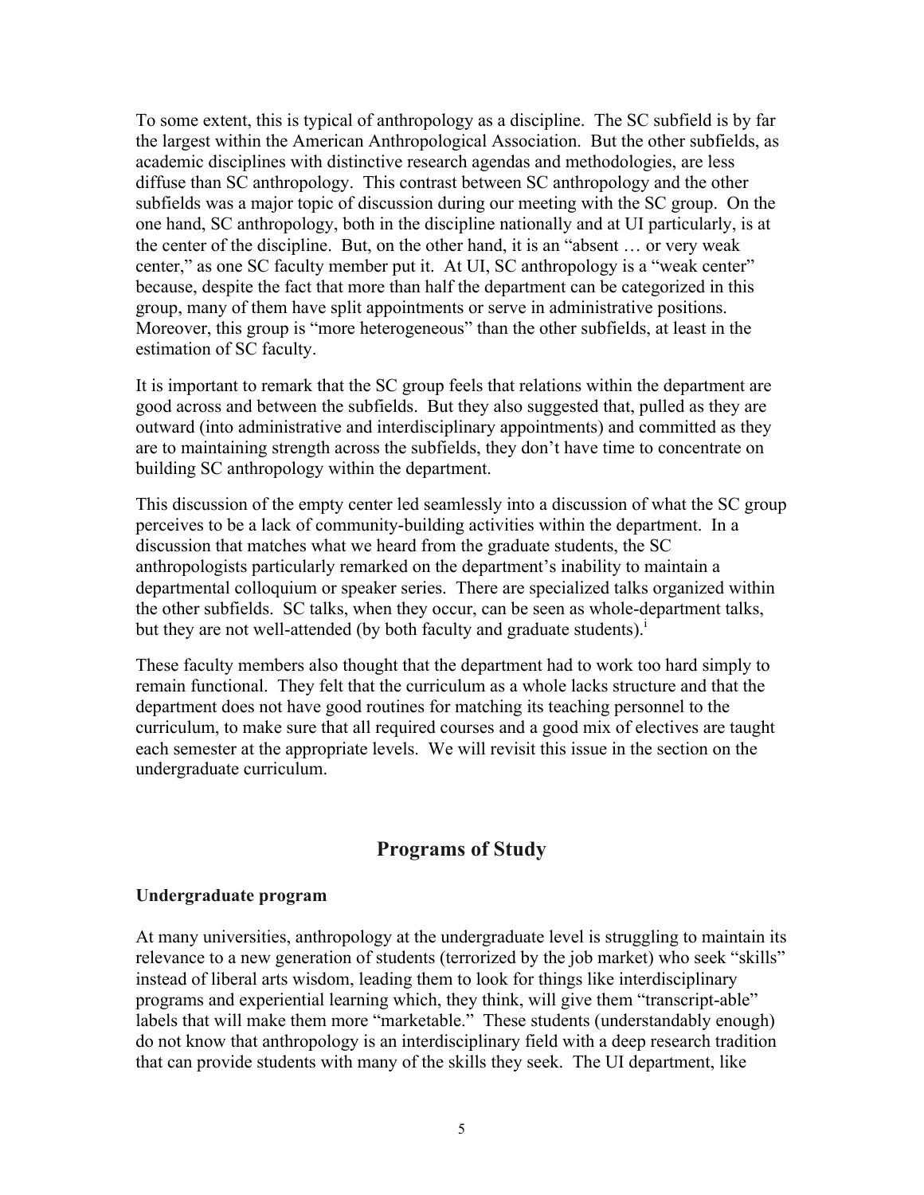To some extent, this is typical of anthropology as a discipline. The SC subfield is by far the largest within the American Anthropological Association. But the other subfields, as academic disciplines with distinctive research agendas and methodologies, are less diffuse than SC anthropology. This contrast between SC anthropology and the other subfields was a major topic of discussion during our meeting with the SC group. On the one hand, SC anthropology, both in the discipline nationally and at UI particularly, is at the center of the discipline. But, on the other hand, it is an "absent … or very weak center," as one SC faculty member put it. At UI, SC anthropology is a "weak center" because, despite the fact that more than half the department can be categorized in this group, many of them have split appointments or serve in administrative positions. Moreover, this group is "more heterogeneous" than the other subfields, at least in the estimation of SC faculty.

It is important to remark that the SC group feels that relations within the department are good across and between the subfields. But they also suggested that, pulled as they are outward (into administrative and interdisciplinary appointments) and committed as they are to maintaining strength across the subfields, they don't have time to concentrate on building SC anthropology within the department.

This discussion of the empty center led seamlessly into a discussion of what the SC group perceives to be a lack of community-building activities within the department. In a discussion that matches what we heard from the graduate students, the SC anthropologists particularly remarked on the department's inability to maintain a departmental colloquium or speaker series. There are specialized talks organized within the other subfields. SC talks, when they occur, can be seen as whole-department talks, but they are not well-attended (by both faculty and graduate students).[i]

These faculty members also thought that the department had to work too hard simply to remain functional. They felt that the curriculum as a whole lacks structure and that the department does not have good routines for matching its teaching personnel to the curriculum, to make sure that all required courses and a good mix of electives are taught each semester at the appropriate levels. We will revisit this issue in the section on the undergraduate curriculum.

## Programs of Study

### Undergraduate program

At many universities, anthropology at the undergraduate level is struggling to maintain its relevance to a new generation of students (terrorized by the job market) who seek "skills" instead of liberal arts wisdom, leading them to look for things like interdisciplinary programs and experiential learning which, they think, will give them "transcript-able" labels that will make them more "marketable." These students (understandably enough) do not know that anthropology is an interdisciplinary field with a deep research tradition that can provide students with many of the skills they seek. The UI department, like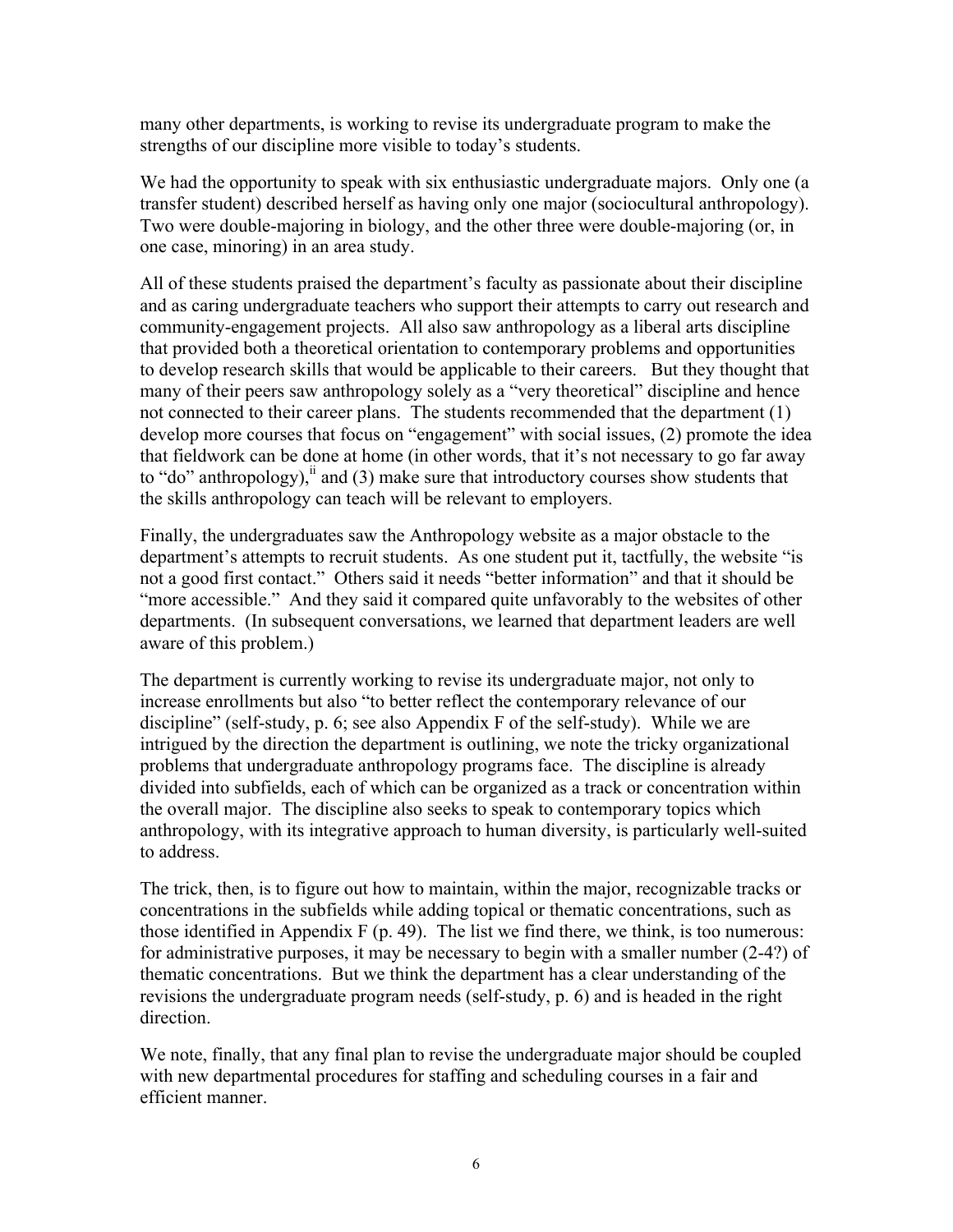many other departments, is working to revise its undergraduate program to make the strengths of our discipline more visible to today's students.

We had the opportunity to speak with six enthusiastic undergraduate majors. Only one (a transfer student) described herself as having only one major (sociocultural anthropology). Two were double-majoring in biology, and the other three were double-majoring (or, in one case, minoring) in an area study.

All of these students praised the department's faculty as passionate about their discipline and as caring undergraduate teachers who support their attempts to carry out research and community-engagement projects. All also saw anthropology as a liberal arts discipline that provided both a theoretical orientation to contemporary problems and opportunities to develop research skills that would be applicable to their careers. But they thought that many of their peers saw anthropology solely as a "very theoretical" discipline and hence not connected to their career plans. The students recommended that the department (1) develop more courses that focus on "engagement" with social issues, (2) promote the idea that fieldwork can be done at home (in other words, that it's not necessary to go far away to "do" anthropology),[ii] and (3) make sure that introductory courses show students that the skills anthropology can teach will be relevant to employers.

Finally, the undergraduates saw the Anthropology website as a major obstacle to the department's attempts to recruit students. As one student put it, tactfully, the website "is not a good first contact." Others said it needs "better information" and that it should be "more accessible." And they said it compared quite unfavorably to the websites of other departments. (In subsequent conversations, we learned that department leaders are well aware of this problem.)

The department is currently working to revise its undergraduate major, not only to increase enrollments but also "to better reflect the contemporary relevance of our discipline" (self-study, p. 6; see also Appendix F of the self-study). While we are intrigued by the direction the department is outlining, we note the tricky organizational problems that undergraduate anthropology programs face. The discipline is already divided into subfields, each of which can be organized as a track or concentration within the overall major. The discipline also seeks to speak to contemporary topics which anthropology, with its integrative approach to human diversity, is particularly well-suited to address.

The trick, then, is to figure out how to maintain, within the major, recognizable tracks or concentrations in the subfields while adding topical or thematic concentrations, such as those identified in Appendix F (p. 49). The list we find there, we think, is too numerous: for administrative purposes, it may be necessary to begin with a smaller number (2-4?) of thematic concentrations. But we think the department has a clear understanding of the revisions the undergraduate program needs (self-study, p. 6) and is headed in the right direction.

We note, finally, that any final plan to revise the undergraduate major should be coupled with new departmental procedures for staffing and scheduling courses in a fair and efficient manner.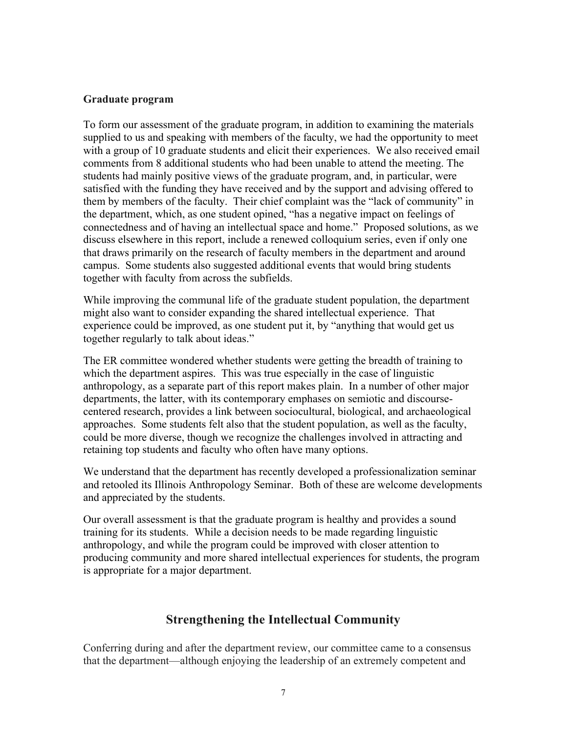**Graduate program**

To form our assessment of the graduate program, in addition to examining the materials supplied to us and speaking with members of the faculty, we had the opportunity to meet with a group of 10 graduate students and elicit their experiences. We also received email comments from 8 additional students who had been unable to attend the meeting. The students had mainly positive views of the graduate program, and, in particular, were satisfied with the funding they have received and by the support and advising offered to them by members of the faculty. Their chief complaint was the "lack of community" in the department, which, as one student opined, "has a negative impact on feelings of connectedness and of having an intellectual space and home." Proposed solutions, as we discuss elsewhere in this report, include a renewed colloquium series, even if only one that draws primarily on the research of faculty members in the department and around campus. Some students also suggested additional events that would bring students together with faculty from across the subfields.

While improving the communal life of the graduate student population, the department might also want to consider expanding the shared intellectual experience. That experience could be improved, as one student put it, by "anything that would get us together regularly to talk about ideas."

The ER committee wondered whether students were getting the breadth of training to which the department aspires. This was true especially in the case of linguistic anthropology, as a separate part of this report makes plain. In a number of other major departments, the latter, with its contemporary emphases on semiotic and discourse-centered research, provides a link between sociocultural, biological, and archaeological approaches. Some students felt also that the student population, as well as the faculty, could be more diverse, though we recognize the challenges involved in attracting and retaining top students and faculty who often have many options.

We understand that the department has recently developed a professionalization seminar and retooled its Illinois Anthropology Seminar. Both of these are welcome developments and appreciated by the students.

Our overall assessment is that the graduate program is healthy and provides a sound training for its students. While a decision needs to be made regarding linguistic anthropology, and while the program could be improved with closer attention to producing community and more shared intellectual experiences for students, the program is appropriate for a major department.

## Strengthening the Intellectual Community

Conferring during and after the department review, our committee came to a consensus that the department—although enjoying the leadership of an extremely competent and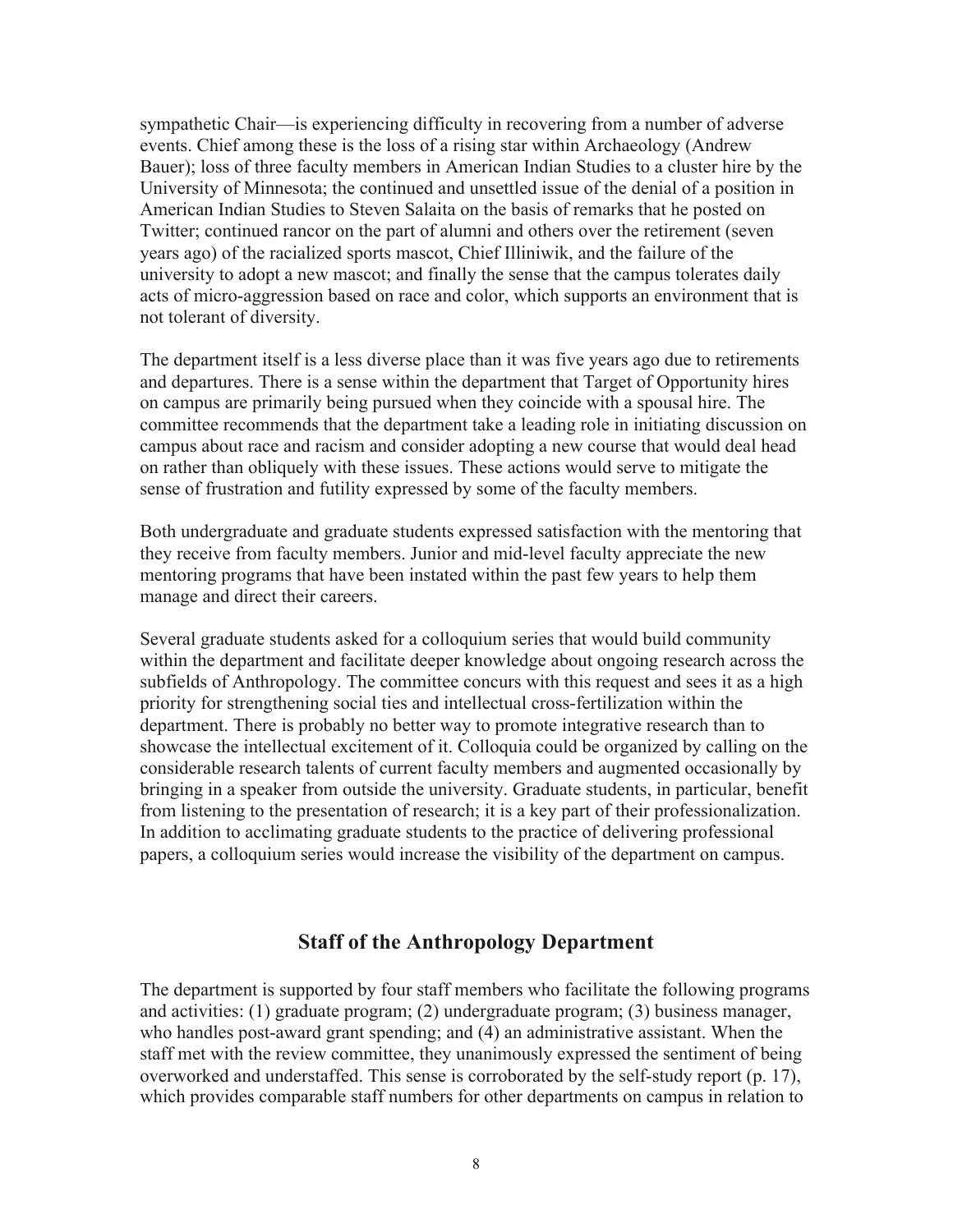sympathetic Chair—is experiencing difficulty in recovering from a number of adverse events. Chief among these is the loss of a rising star within Archaeology (Andrew Bauer); loss of three faculty members in American Indian Studies to a cluster hire by the University of Minnesota; the continued and unsettled issue of the denial of a position in American Indian Studies to Steven Salaita on the basis of remarks that he posted on Twitter; continued rancor on the part of alumni and others over the retirement (seven years ago) of the racialized sports mascot, Chief Illiniwik, and the failure of the university to adopt a new mascot; and finally the sense that the campus tolerates daily acts of micro-aggression based on race and color, which supports an environment that is not tolerant of diversity.

The department itself is a less diverse place than it was five years ago due to retirements and departures. There is a sense within the department that Target of Opportunity hires on campus are primarily being pursued when they coincide with a spousal hire. The committee recommends that the department take a leading role in initiating discussion on campus about race and racism and consider adopting a new course that would deal head on rather than obliquely with these issues. These actions would serve to mitigate the sense of frustration and futility expressed by some of the faculty members.

Both undergraduate and graduate students expressed satisfaction with the mentoring that they receive from faculty members. Junior and mid-level faculty appreciate the new mentoring programs that have been instated within the past few years to help them manage and direct their careers.

Several graduate students asked for a colloquium series that would build community within the department and facilitate deeper knowledge about ongoing research across the subfields of Anthropology. The committee concurs with this request and sees it as a high priority for strengthening social ties and intellectual cross-fertilization within the department. There is probably no better way to promote integrative research than to showcase the intellectual excitement of it. Colloquia could be organized by calling on the considerable research talents of current faculty members and augmented occasionally by bringing in a speaker from outside the university. Graduate students, in particular, benefit from listening to the presentation of research; it is a key part of their professionalization. In addition to acclimating graduate students to the practice of delivering professional papers, a colloquium series would increase the visibility of the department on campus.

## Staff of the Anthropology Department

The department is supported by four staff members who facilitate the following programs and activities: (1) graduate program; (2) undergraduate program; (3) business manager, who handles post-award grant spending; and (4) an administrative assistant. When the staff met with the review committee, they unanimously expressed the sentiment of being overworked and understaffed. This sense is corroborated by the self-study report (p. 17), which provides comparable staff numbers for other departments on campus in relation to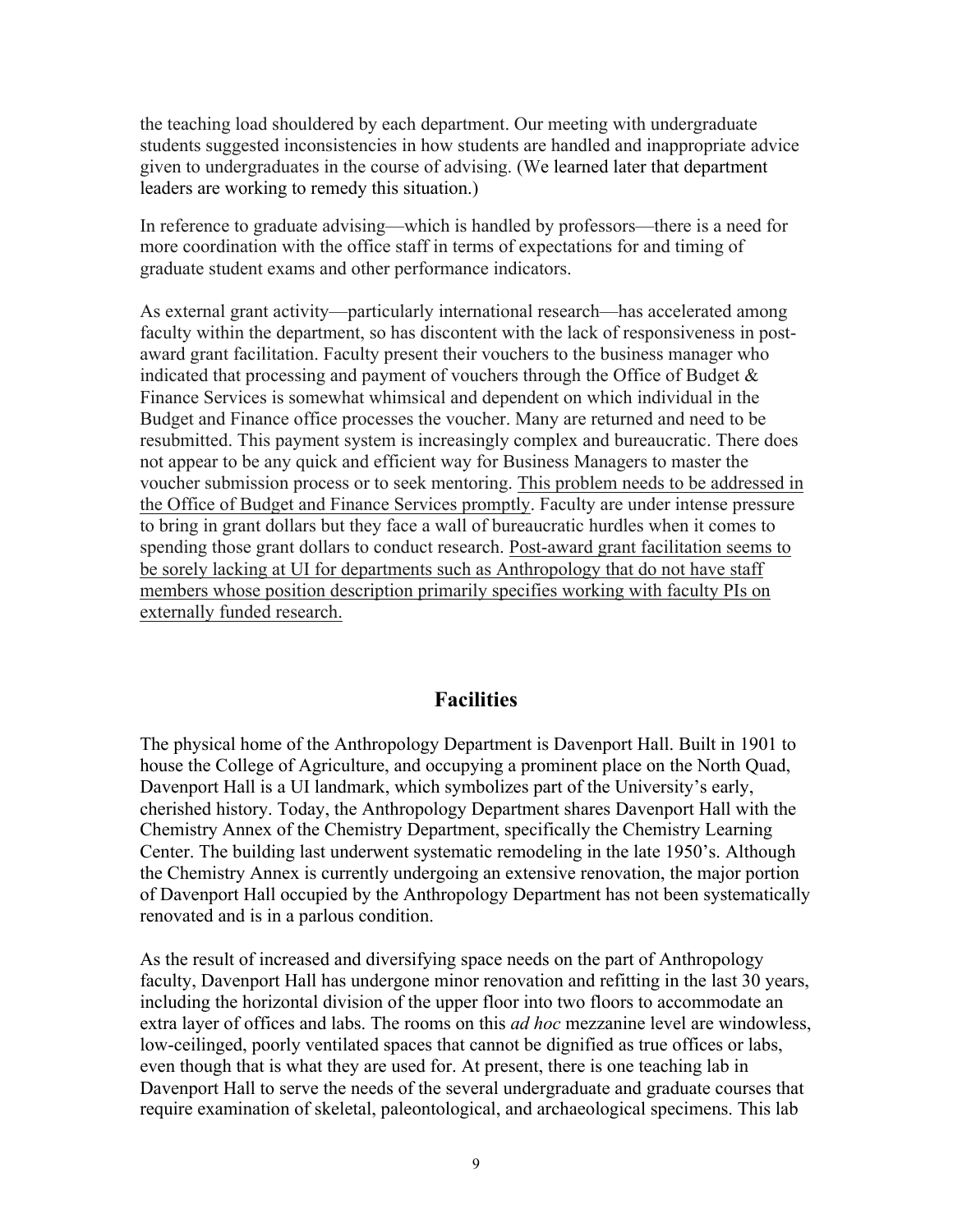the teaching load shouldered by each department. Our meeting with undergraduate students suggested inconsistencies in how students are handled and inappropriate advice given to undergraduates in the course of advising. (We learned later that department leaders are working to remedy this situation.)

In reference to graduate advising—which is handled by professors—there is a need for more coordination with the office staff in terms of expectations for and timing of graduate student exams and other performance indicators.

As external grant activity—particularly international research—has accelerated among faculty within the department, so has discontent with the lack of responsiveness in post-award grant facilitation. Faculty present their vouchers to the business manager who indicated that processing and payment of vouchers through the Office of Budget & Finance Services is somewhat whimsical and dependent on which individual in the Budget and Finance office processes the voucher. Many are returned and need to be resubmitted. This payment system is increasingly complex and bureaucratic. There does not appear to be any quick and efficient way for Business Managers to master the voucher submission process or to seek mentoring. <u>This problem needs to be addressed in the Office of Budget and Finance Services promptly</u>. Faculty are under intense pressure to bring in grant dollars but they face a wall of bureaucratic hurdles when it comes to spending those grant dollars to conduct research. <u>Post-award grant facilitation seems to be sorely lacking at UI for departments such as Anthropology that do not have staff members whose position description primarily specifies working with faculty PIs on externally funded research.</u>

## Facilities

The physical home of the Anthropology Department is Davenport Hall. Built in 1901 to house the College of Agriculture, and occupying a prominent place on the North Quad, Davenport Hall is a UI landmark, which symbolizes part of the University's early, cherished history. Today, the Anthropology Department shares Davenport Hall with the Chemistry Annex of the Chemistry Department, specifically the Chemistry Learning Center. The building last underwent systematic remodeling in the late 1950's. Although the Chemistry Annex is currently undergoing an extensive renovation, the major portion of Davenport Hall occupied by the Anthropology Department has not been systematically renovated and is in a parlous condition.

As the result of increased and diversifying space needs on the part of Anthropology faculty, Davenport Hall has undergone minor renovation and refitting in the last 30 years, including the horizontal division of the upper floor into two floors to accommodate an extra layer of offices and labs. The rooms on this *ad hoc* mezzanine level are windowless, low-ceilinged, poorly ventilated spaces that cannot be dignified as true offices or labs, even though that is what they are used for. At present, there is one teaching lab in Davenport Hall to serve the needs of the several undergraduate and graduate courses that require examination of skeletal, paleontological, and archaeological specimens. This lab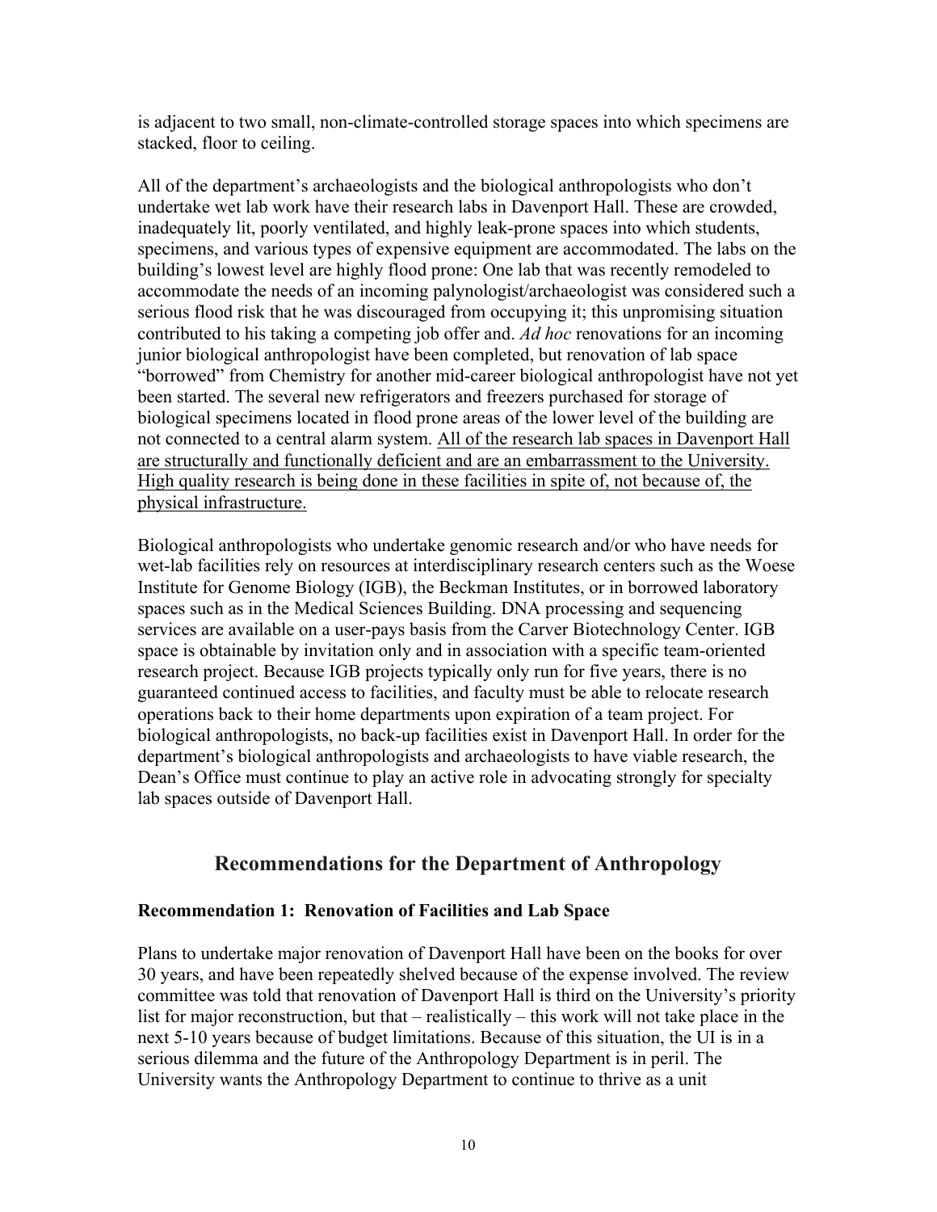is adjacent to two small, non-climate-controlled storage spaces into which specimens are stacked, floor to ceiling.

All of the department's archaeologists and the biological anthropologists who don't undertake wet lab work have their research labs in Davenport Hall. These are crowded, inadequately lit, poorly ventilated, and highly leak-prone spaces into which students, specimens, and various types of expensive equipment are accommodated. The labs on the building's lowest level are highly flood prone: One lab that was recently remodeled to accommodate the needs of an incoming palynologist/archaeologist was considered such a serious flood risk that he was discouraged from occupying it; this unpromising situation contributed to his taking a competing job offer and. *Ad hoc* renovations for an incoming junior biological anthropologist have been completed, but renovation of lab space "borrowed" from Chemistry for another mid-career biological anthropologist have not yet been started. The several new refrigerators and freezers purchased for storage of biological specimens located in flood prone areas of the lower level of the building are not connected to a central alarm system. <u>All of the research lab spaces in Davenport Hall are structurally and functionally deficient and are an embarrassment to the University. High quality research is being done in these facilities in spite of, not because of, the physical infrastructure.</u>

Biological anthropologists who undertake genomic research and/or who have needs for wet-lab facilities rely on resources at interdisciplinary research centers such as the Woese Institute for Genome Biology (IGB), the Beckman Institutes, or in borrowed laboratory spaces such as in the Medical Sciences Building. DNA processing and sequencing services are available on a user-pays basis from the Carver Biotechnology Center. IGB space is obtainable by invitation only and in association with a specific team-oriented research project. Because IGB projects typically only run for five years, there is no guaranteed continued access to facilities, and faculty must be able to relocate research operations back to their home departments upon expiration of a team project. For biological anthropologists, no back-up facilities exist in Davenport Hall. In order for the department's biological anthropologists and archaeologists to have viable research, the Dean's Office must continue to play an active role in advocating strongly for specialty lab spaces outside of Davenport Hall.

## Recommendations for the Department of Anthropology

### Recommendation 1: Renovation of Facilities and Lab Space

Plans to undertake major renovation of Davenport Hall have been on the books for over 30 years, and have been repeatedly shelved because of the expense involved. The review committee was told that renovation of Davenport Hall is third on the University's priority list for major reconstruction, but that – realistically – this work will not take place in the next 5-10 years because of budget limitations. Because of this situation, the UI is in a serious dilemma and the future of the Anthropology Department is in peril. The University wants the Anthropology Department to continue to thrive as a unit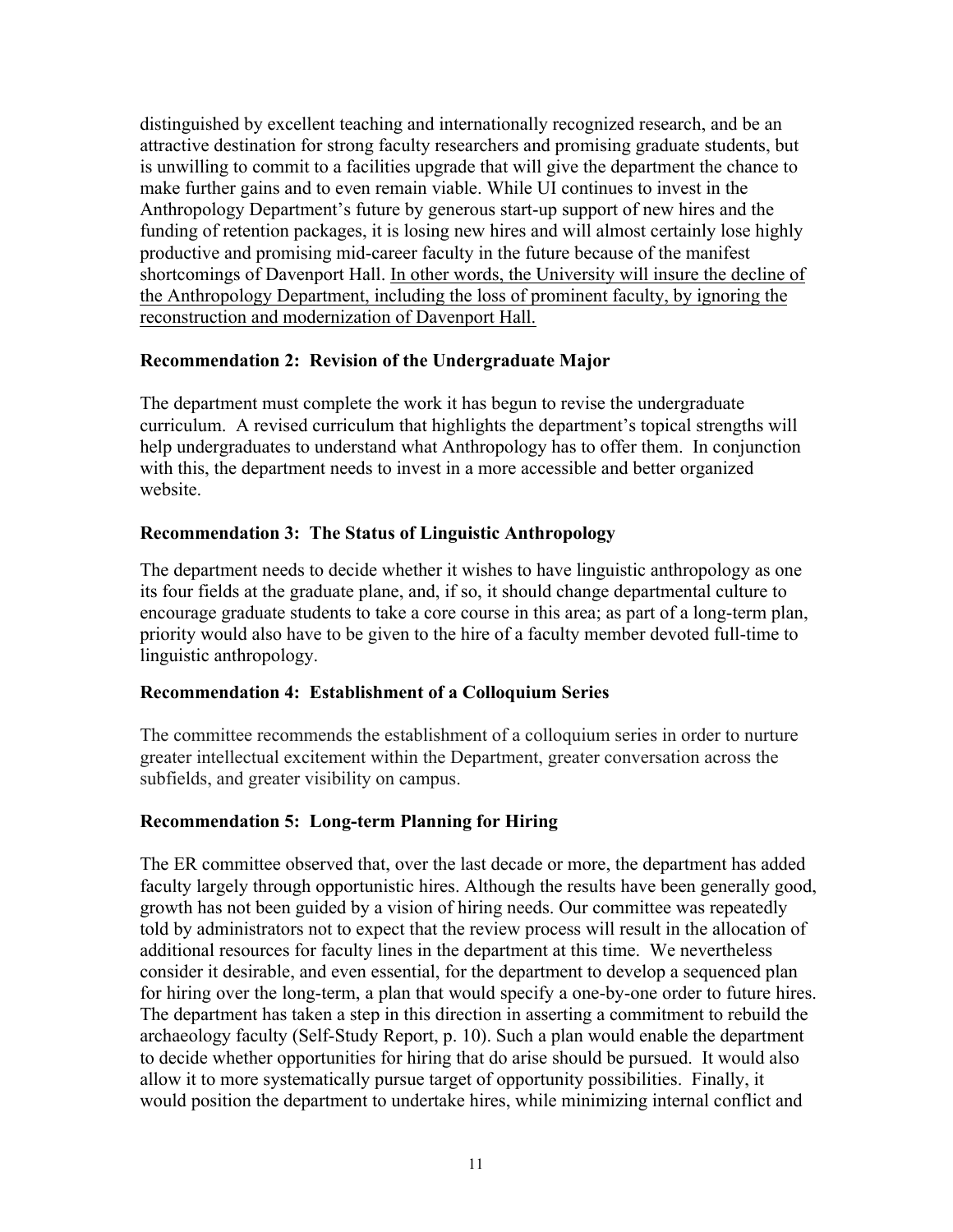distinguished by excellent teaching and internationally recognized research, and be an attractive destination for strong faculty researchers and promising graduate students, but is unwilling to commit to a facilities upgrade that will give the department the chance to make further gains and to even remain viable. While UI continues to invest in the Anthropology Department's future by generous start-up support of new hires and the funding of retention packages, it is losing new hires and will almost certainly lose highly productive and promising mid-career faculty in the future because of the manifest shortcomings of Davenport Hall. <u>In other words, the University will insure the decline of the Anthropology Department, including the loss of prominent faculty, by ignoring the reconstruction and modernization of Davenport Hall.</u>

**Recommendation 2: Revision of the Undergraduate Major**

The department must complete the work it has begun to revise the undergraduate curriculum. A revised curriculum that highlights the department's topical strengths will help undergraduates to understand what Anthropology has to offer them. In conjunction with this, the department needs to invest in a more accessible and better organized website.

**Recommendation 3: The Status of Linguistic Anthropology**

The department needs to decide whether it wishes to have linguistic anthropology as one its four fields at the graduate plane, and, if so, it should change departmental culture to encourage graduate students to take a core course in this area; as part of a long-term plan, priority would also have to be given to the hire of a faculty member devoted full-time to linguistic anthropology.

**Recommendation 4: Establishment of a Colloquium Series**

The committee recommends the establishment of a colloquium series in order to nurture greater intellectual excitement within the Department, greater conversation across the subfields, and greater visibility on campus.

**Recommendation 5: Long-term Planning for Hiring**

The ER committee observed that, over the last decade or more, the department has added faculty largely through opportunistic hires. Although the results have been generally good, growth has not been guided by a vision of hiring needs. Our committee was repeatedly told by administrators not to expect that the review process will result in the allocation of additional resources for faculty lines in the department at this time. We nevertheless consider it desirable, and even essential, for the department to develop a sequenced plan for hiring over the long-term, a plan that would specify a one-by-one order to future hires. The department has taken a step in this direction in asserting a commitment to rebuild the archaeology faculty (Self-Study Report, p. 10). Such a plan would enable the department to decide whether opportunities for hiring that do arise should be pursued. It would also allow it to more systematically pursue target of opportunity possibilities. Finally, it would position the department to undertake hires, while minimizing internal conflict and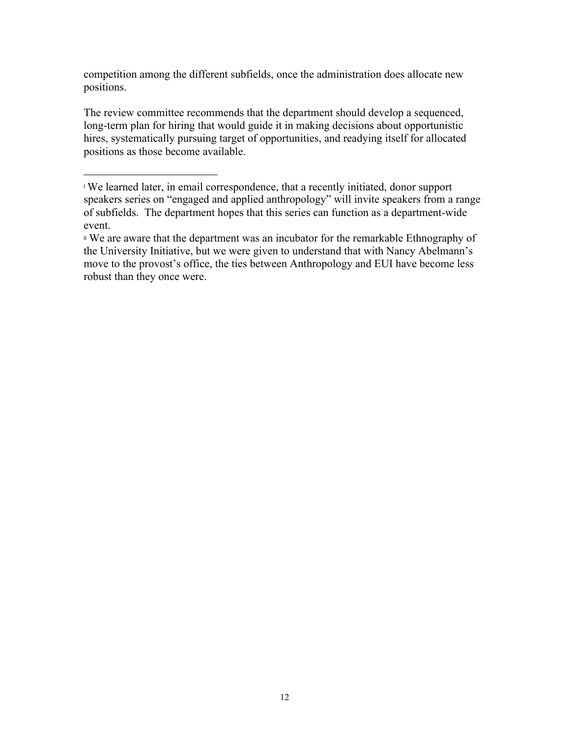competition among the different subfields, once the administration does allocate new positions.

The review committee recommends that the department should develop a sequenced, long-term plan for hiring that would guide it in making decisions about opportunistic hires, systematically pursuing target of opportunities, and readying itself for allocated positions as those become available.

---

[i] We learned later, in email correspondence, that a recently initiated, donor support speakers series on "engaged and applied anthropology" will invite speakers from a range of subfields. The department hopes that this series can function as a department-wide event.

[ii] We are aware that the department was an incubator for the remarkable Ethnography of the University Initiative, but we were given to understand that with Nancy Abelmann's move to the provost's office, the ties between Anthropology and EUI have become less robust than they once were.